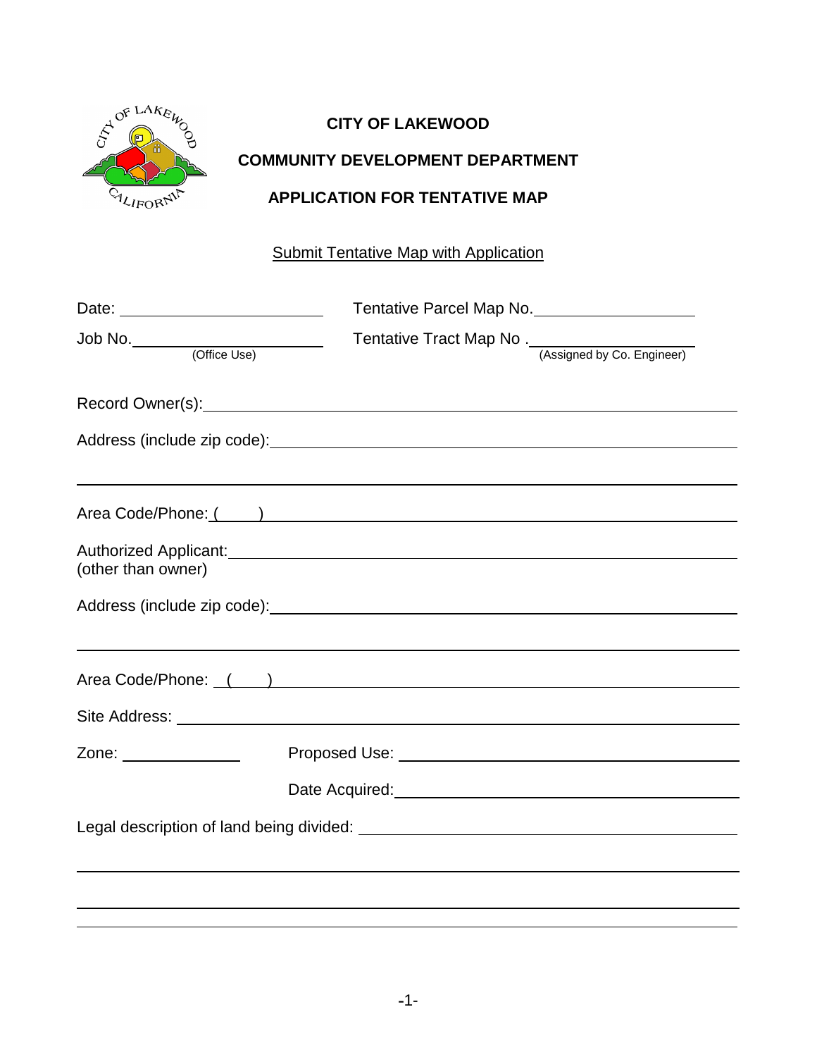**CITY OF LAKEWOOD**

**COMMUNITY DEVELOPMENT DEPARTMENT**

**APPLICATION FOR TENTATIVE MAP**

Submit Tentative Map with Application

Date: ______________________ Tentative Parcel Map No. __________________

Job No. ______________________ Tentative Tract Map No . __________________
(Office Use) (Assigned by Co. Engineer)

Record Owner(s): ____________________________________________________________

Address (include zip code): ____________________________________________________

______________________________________________________________________________

Area Code/Phone: ( ) __________________________________________________________

Authorized Applicant: _________________________________________________________
(other than owner)

Address (include zip code): ____________________________________________________

______________________________________________________________________________

Area Code/Phone: ( ) __________________________________________________________

Site Address: __________________________________________________________________

Zone: ______________ Proposed Use: ____________________________________________

Date Acquired: ____________________________________________

Legal description of land being divided: ___________________________________________

______________________________________________________________________________

______________________________________________________________________________

______________________________________________________________________________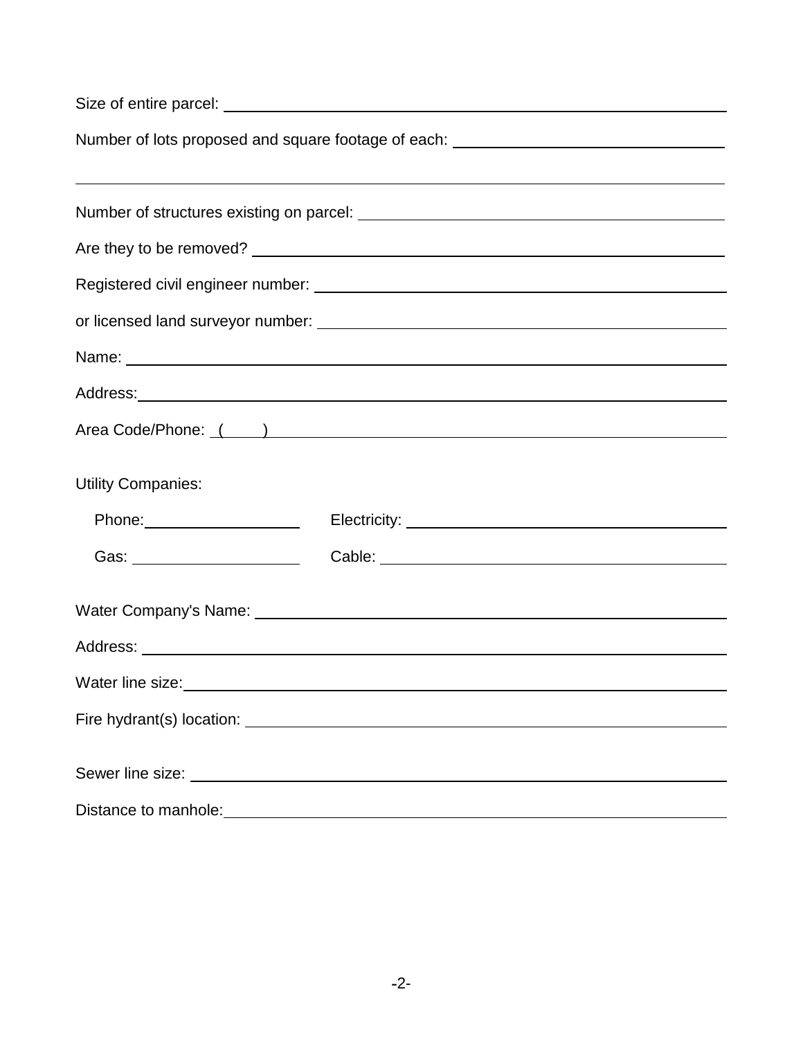Size of entire parcel: ______________________________________________

Number of lots proposed and square footage of each: ______________________________

______________________________________________________________________

Number of structures existing on parcel: ____________________________

Are they to be removed? ______________________________________________

Registered civil engineer number: ____________________________________

or licensed land surveyor number: ____________________________________

Name: ________________________________________________________________

Address: ______________________________________________________________

Area Code/Phone: (     ) _______________________________________________

Utility Companies:

Phone: ____________________ Electricity: ______________________________

Gas: ____________________ Cable: ______________________________

Water Company's Name: _________________________________________________

Address: ______________________________________________________________

Water line size: ______________________________________________________

Fire hydrant(s) location: _____________________________________________

Sewer line size: ______________________________________________________

Distance to manhole: __________________________________________________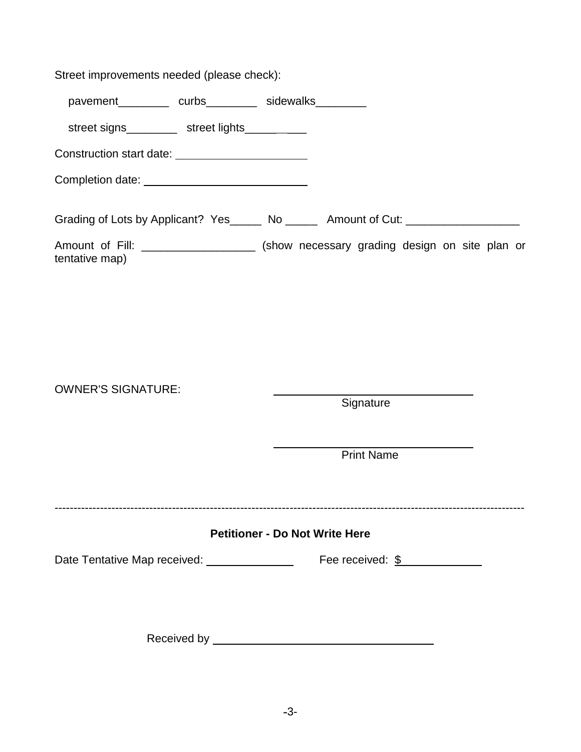Street improvements needed (please check):

pavement________ curbs________ sidewalks________

street signs________ street lights____________

Construction start date: ____________________

Completion date: __________________________

Grading of Lots by Applicant? Yes_____ No _____ Amount of Cut: __________________

Amount of Fill: __________________ (show necessary grading design on site plan or tentative map)

OWNER'S SIGNATURE:

________________________________
Signature

________________________________
Print Name

---

**Petitioner - Do Not Write Here**

Date Tentative Map received: ______________ Fee received: $_____________

Received by ____________________________________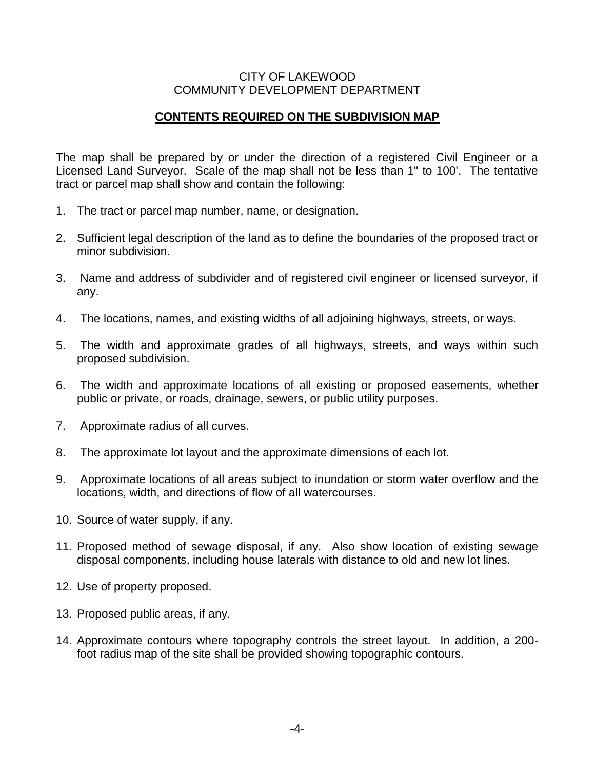CITY OF LAKEWOOD
COMMUNITY DEVELOPMENT DEPARTMENT

## **CONTENTS REQUIRED ON THE SUBDIVISION MAP**

The map shall be prepared by or under the direction of a registered Civil Engineer or a Licensed Land Surveyor. Scale of the map shall not be less than 1" to 100'. The tentative tract or parcel map shall show and contain the following:

1. The tract or parcel map number, name, or designation.
2. Sufficient legal description of the land as to define the boundaries of the proposed tract or minor subdivision.
3. Name and address of subdivider and of registered civil engineer or licensed surveyor, if any.
4. The locations, names, and existing widths of all adjoining highways, streets, or ways.
5. The width and approximate grades of all highways, streets, and ways within such proposed subdivision.
6. The width and approximate locations of all existing or proposed easements, whether public or private, or roads, drainage, sewers, or public utility purposes.
7. Approximate radius of all curves.
8. The approximate lot layout and the approximate dimensions of each lot.
9. Approximate locations of all areas subject to inundation or storm water overflow and the locations, width, and directions of flow of all watercourses.
10. Source of water supply, if any.
11. Proposed method of sewage disposal, if any. Also show location of existing sewage disposal components, including house laterals with distance to old and new lot lines.
12. Use of property proposed.
13. Proposed public areas, if any.
14. Approximate contours where topography controls the street layout. In addition, a 200-foot radius map of the site shall be provided showing topographic contours.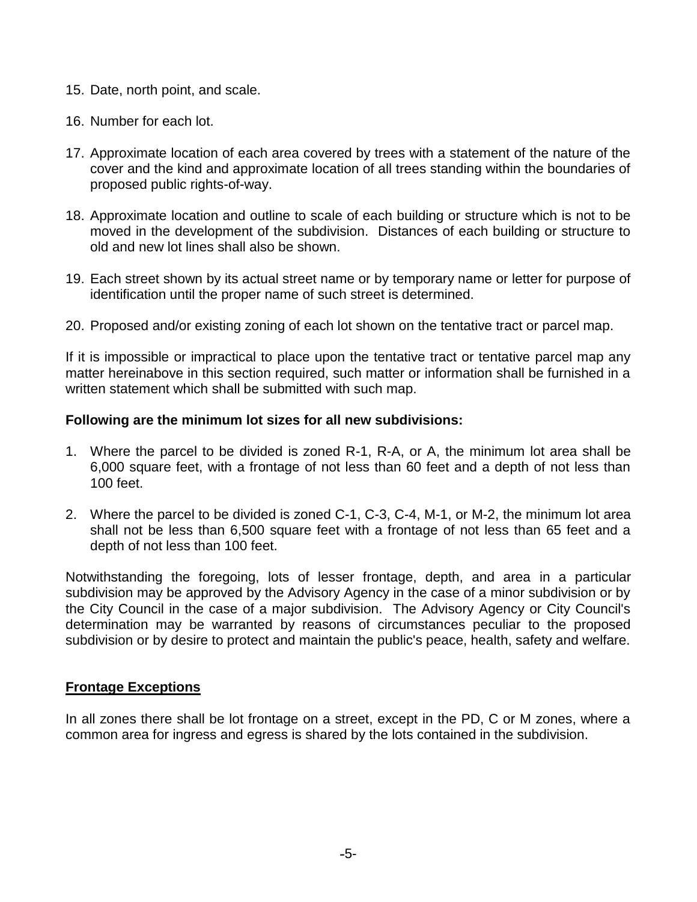15. Date, north point, and scale.
16. Number for each lot.
17. Approximate location of each area covered by trees with a statement of the nature of the cover and the kind and approximate location of all trees standing within the boundaries of proposed public rights-of-way.
18. Approximate location and outline to scale of each building or structure which is not to be moved in the development of the subdivision. Distances of each building or structure to old and new lot lines shall also be shown.
19. Each street shown by its actual street name or by temporary name or letter for purpose of identification until the proper name of such street is determined.
20. Proposed and/or existing zoning of each lot shown on the tentative tract or parcel map.

If it is impossible or impractical to place upon the tentative tract or tentative parcel map any matter hereinabove in this section required, such matter or information shall be furnished in a written statement which shall be submitted with such map.

**Following are the minimum lot sizes for all new subdivisions:**

1. Where the parcel to be divided is zoned R-1, R-A, or A, the minimum lot area shall be 6,000 square feet, with a frontage of not less than 60 feet and a depth of not less than 100 feet.
2. Where the parcel to be divided is zoned C-1, C-3, C-4, M-1, or M-2, the minimum lot area shall not be less than 6,500 square feet with a frontage of not less than 65 feet and a depth of not less than 100 feet.

Notwithstanding the foregoing, lots of lesser frontage, depth, and area in a particular subdivision may be approved by the Advisory Agency in the case of a minor subdivision or by the City Council in the case of a major subdivision. The Advisory Agency or City Council's determination may be warranted by reasons of circumstances peculiar to the proposed subdivision or by desire to protect and maintain the public's peace, health, safety and welfare.

**Frontage Exceptions**

In all zones there shall be lot frontage on a street, except in the PD, C or M zones, where a common area for ingress and egress is shared by the lots contained in the subdivision.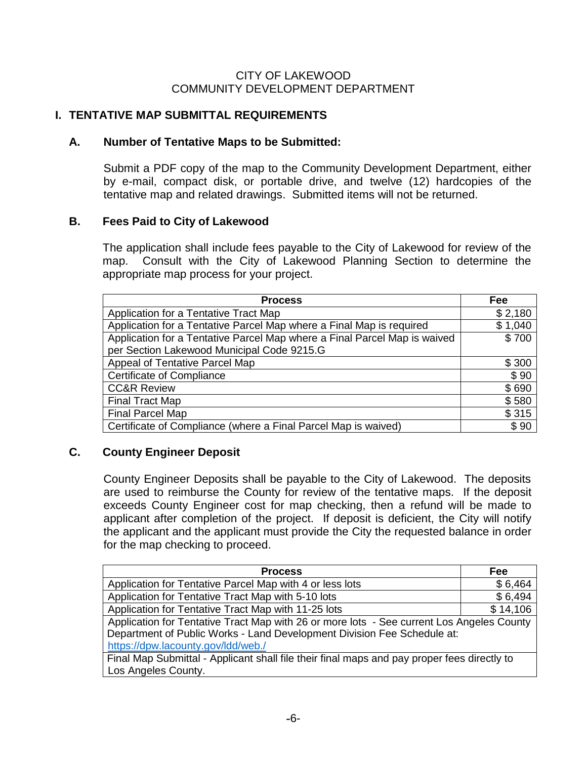CITY OF LAKEWOOD
COMMUNITY DEVELOPMENT DEPARTMENT

## I. TENTATIVE MAP SUBMITTAL REQUIREMENTS

### A. Number of Tentative Maps to be Submitted:

Submit a PDF copy of the map to the Community Development Department, either by e-mail, compact disk, or portable drive, and twelve (12) hardcopies of the tentative map and related drawings. Submitted items will not be returned.

### B. Fees Paid to City of Lakewood

The application shall include fees payable to the City of Lakewood for review of the map. Consult with the City of Lakewood Planning Section to determine the appropriate map process for your project.

| Process | Fee |
|---|---|
| Application for a Tentative Tract Map | $ 2,180 |
| Application for a Tentative Parcel Map where a Final Map is required | $ 1,040 |
| Application for a Tentative Parcel Map where a Final Parcel Map is waived per Section Lakewood Municipal Code 9215.G | $ 700 |
| Appeal of Tentative Parcel Map | $ 300 |
| Certificate of Compliance | $ 90 |
| CC&R Review | $ 690 |
| Final Tract Map | $ 580 |
| Final Parcel Map | $ 315 |
| Certificate of Compliance (where a Final Parcel Map is waived) | $ 90 |

### C. County Engineer Deposit

County Engineer Deposits shall be payable to the City of Lakewood. The deposits are used to reimburse the County for review of the tentative maps. If the deposit exceeds County Engineer cost for map checking, then a refund will be made to applicant after completion of the project. If deposit is deficient, the City will notify the applicant and the applicant must provide the City the requested balance in order for the map checking to proceed.

| Process | Fee |
|---|---|
| Application for Tentative Parcel Map with 4 or less lots | $ 6,464 |
| Application for Tentative Tract Map with 5-10 lots | $ 6,494 |
| Application for Tentative Tract Map with 11-25 lots | $ 14,106 |
| Application for Tentative Tract Map with 26 or more lots - See current Los Angeles County Department of Public Works - Land Development Division Fee Schedule at: https://dpw.lacounty.gov/ldd/web./ | |
| Final Map Submittal - Applicant shall file their final maps and pay proper fees directly to Los Angeles County. | |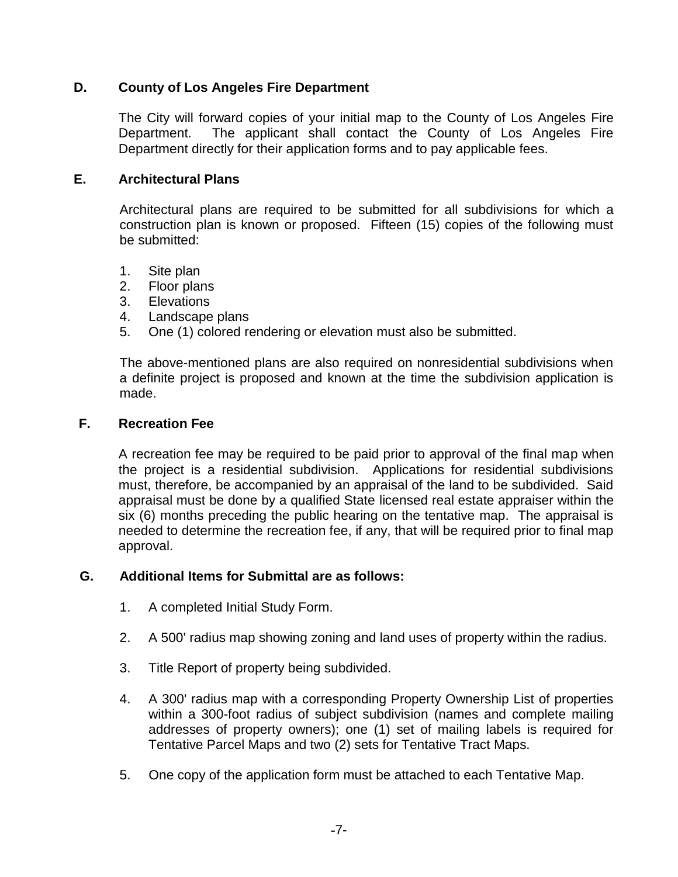## D. County of Los Angeles Fire Department

The City will forward copies of your initial map to the County of Los Angeles Fire Department. The applicant shall contact the County of Los Angeles Fire Department directly for their application forms and to pay applicable fees.

## E. Architectural Plans

Architectural plans are required to be submitted for all subdivisions for which a construction plan is known or proposed. Fifteen (15) copies of the following must be submitted:

1. Site plan
2. Floor plans
3. Elevations
4. Landscape plans
5. One (1) colored rendering or elevation must also be submitted.

The above-mentioned plans are also required on nonresidential subdivisions when a definite project is proposed and known at the time the subdivision application is made.

## F. Recreation Fee

A recreation fee may be required to be paid prior to approval of the final map when the project is a residential subdivision. Applications for residential subdivisions must, therefore, be accompanied by an appraisal of the land to be subdivided. Said appraisal must be done by a qualified State licensed real estate appraiser within the six (6) months preceding the public hearing on the tentative map. The appraisal is needed to determine the recreation fee, if any, that will be required prior to final map approval.

## G. Additional Items for Submittal are as follows:

1. A completed Initial Study Form.

2. A 500' radius map showing zoning and land uses of property within the radius.

3. Title Report of property being subdivided.

4. A 300' radius map with a corresponding Property Ownership List of properties within a 300-foot radius of subject subdivision (names and complete mailing addresses of property owners); one (1) set of mailing labels is required for Tentative Parcel Maps and two (2) sets for Tentative Tract Maps.

5. One copy of the application form must be attached to each Tentative Map.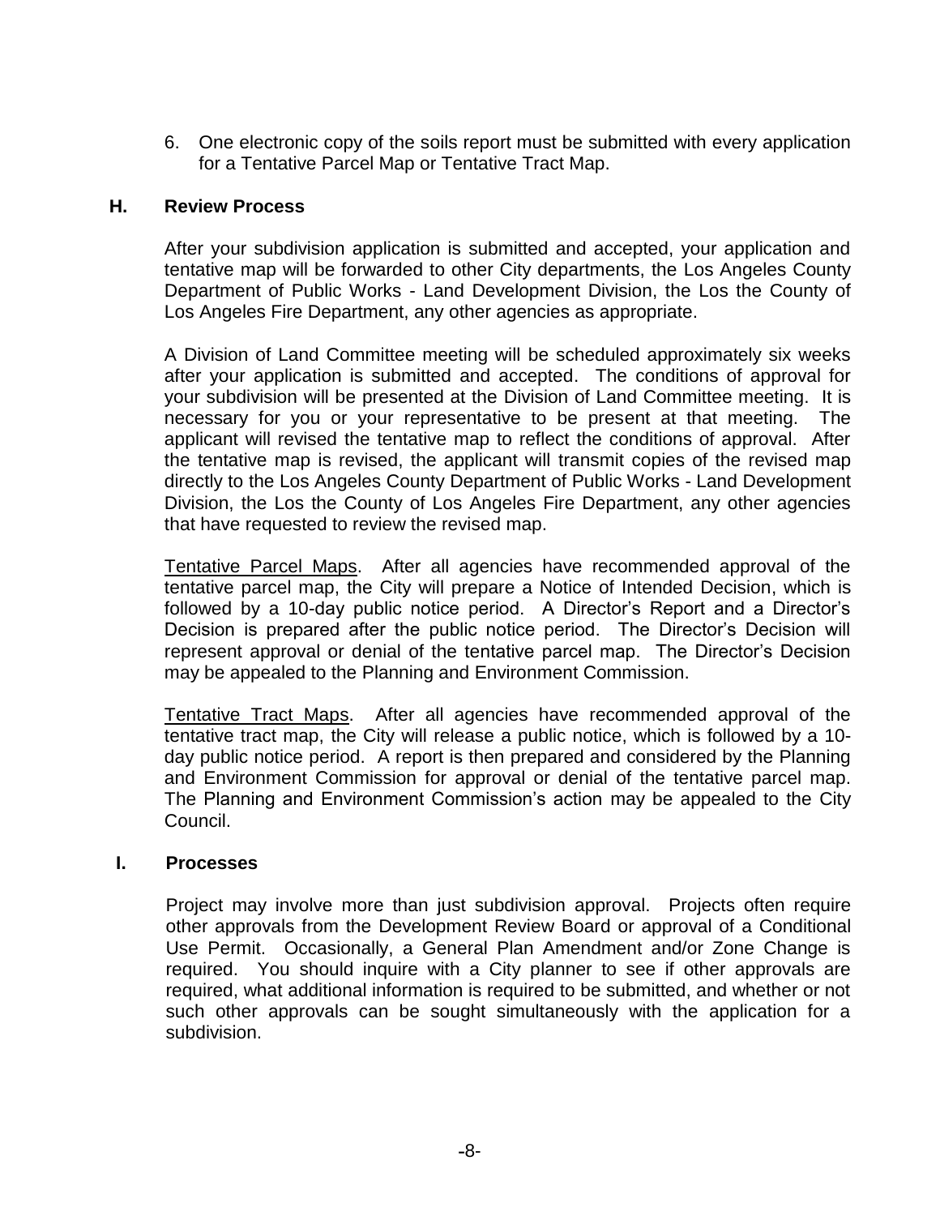6. One electronic copy of the soils report must be submitted with every application for a Tentative Parcel Map or Tentative Tract Map.

## H. Review Process

After your subdivision application is submitted and accepted, your application and tentative map will be forwarded to other City departments, the Los Angeles County Department of Public Works - Land Development Division, the Los the County of Los Angeles Fire Department, any other agencies as appropriate.

A Division of Land Committee meeting will be scheduled approximately six weeks after your application is submitted and accepted. The conditions of approval for your subdivision will be presented at the Division of Land Committee meeting. It is necessary for you or your representative to be present at that meeting. The applicant will revised the tentative map to reflect the conditions of approval. After the tentative map is revised, the applicant will transmit copies of the revised map directly to the Los Angeles County Department of Public Works - Land Development Division, the Los the County of Los Angeles Fire Department, any other agencies that have requested to review the revised map.

Tentative Parcel Maps. After all agencies have recommended approval of the tentative parcel map, the City will prepare a Notice of Intended Decision, which is followed by a 10-day public notice period. A Director's Report and a Director's Decision is prepared after the public notice period. The Director's Decision will represent approval or denial of the tentative parcel map. The Director's Decision may be appealed to the Planning and Environment Commission.

Tentative Tract Maps. After all agencies have recommended approval of the tentative tract map, the City will release a public notice, which is followed by a 10-day public notice period. A report is then prepared and considered by the Planning and Environment Commission for approval or denial of the tentative parcel map. The Planning and Environment Commission's action may be appealed to the City Council.

## I. Processes

Project may involve more than just subdivision approval. Projects often require other approvals from the Development Review Board or approval of a Conditional Use Permit. Occasionally, a General Plan Amendment and/or Zone Change is required. You should inquire with a City planner to see if other approvals are required, what additional information is required to be submitted, and whether or not such other approvals can be sought simultaneously with the application for a subdivision.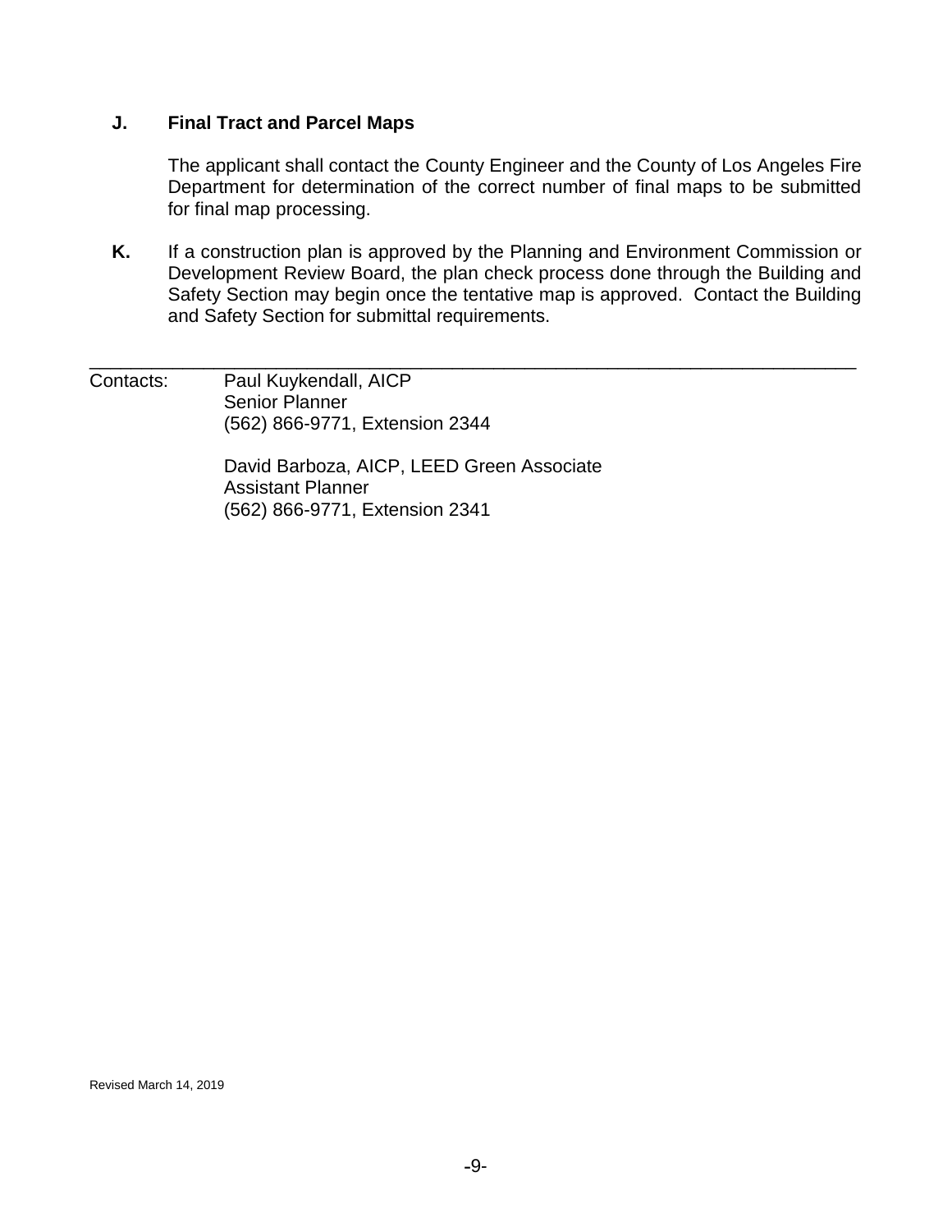**J. Final Tract and Parcel Maps**

The applicant shall contact the County Engineer and the County of Los Angeles Fire Department for determination of the correct number of final maps to be submitted for final map processing.

**K.** If a construction plan is approved by the Planning and Environment Commission or Development Review Board, the plan check process done through the Building and Safety Section may begin once the tentative map is approved. Contact the Building and Safety Section for submittal requirements.

---

Contacts: Paul Kuykendall, AICP
Senior Planner
(562) 866-9771, Extension 2344

David Barboza, AICP, LEED Green Associate
Assistant Planner
(562) 866-9771, Extension 2341

Revised March 14, 2019